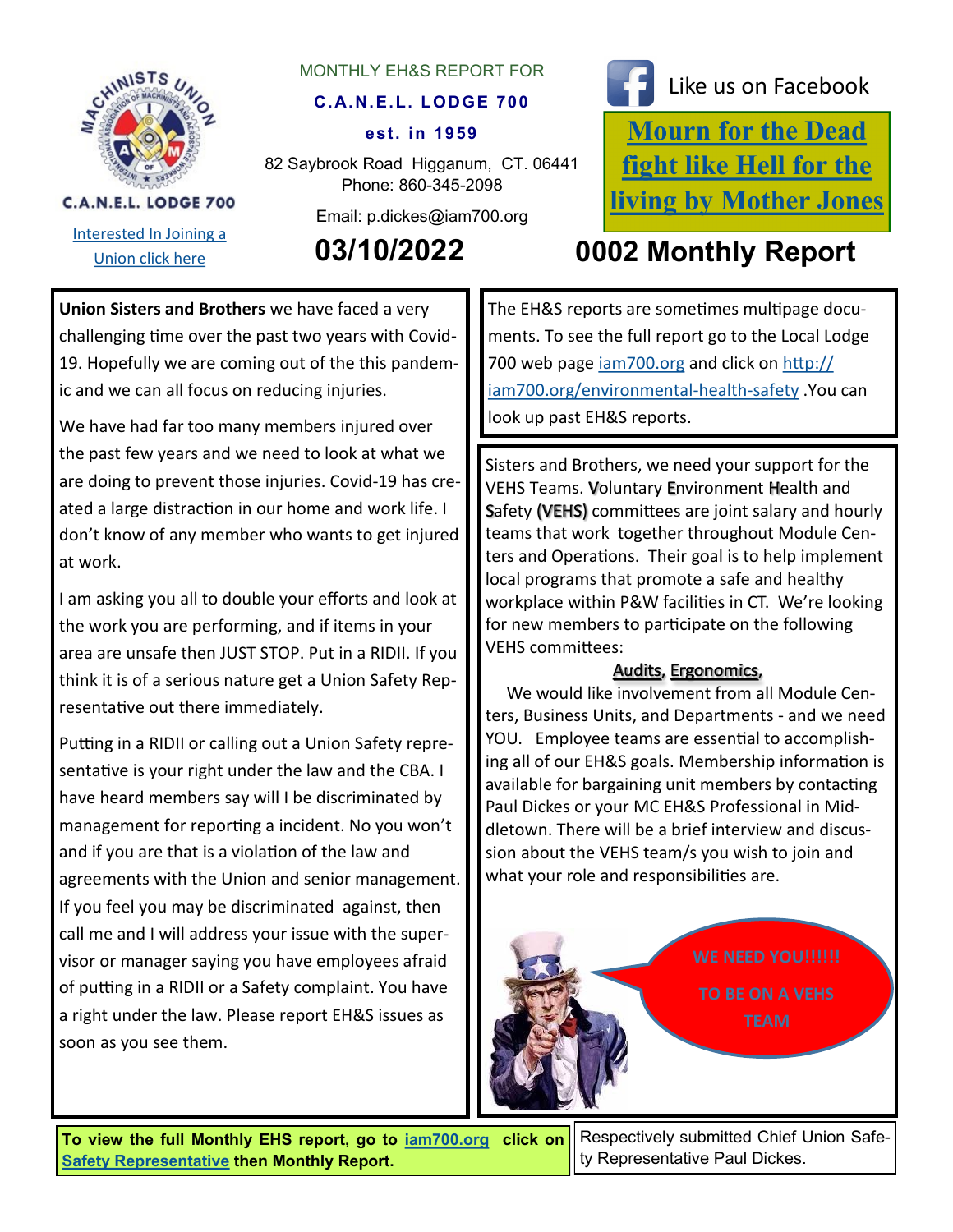C.A.N.E.L. LODGE 700

[Interested In Joining a Union click here]

MONTHLY EH&S REPORT FOR

**C.A.N.E.L. LODGE 700**

**est. in 1959**

82 Saybrook Road Higganum, CT. 06441
Phone: 860-345-2098

Email: p.dickes@iam700.org

Like us on Facebook

**Mourn for the Dead fight like Hell for the living by Mother Jones**

# 03/10/2022

# 0002 Monthly Report

**Union Sisters and Brothers** we have faced a very challenging time over the past two years with Covid-19. Hopefully we are coming out of the this pandemic and we can all focus on reducing injuries.

We have had far too many members injured over the past few years and we need to look at what we are doing to prevent those injuries. Covid-19 has created a large distraction in our home and work life. I don't know of any member who wants to get injured at work.

I am asking you all to double your efforts and look at the work you are performing, and if items in your area are unsafe then JUST STOP. Put in a RIDII. If you think it is of a serious nature get a Union Safety Representative out there immediately.

Putting in a RIDII or calling out a Union Safety representative is your right under the law and the CBA. I have heard members say will I be discriminated by management for reporting a incident. No you won't and if you are that is a violation of the law and agreements with the Union and senior management. If you feel you may be discriminated against, then call me and I will address your issue with the supervisor or manager saying you have employees afraid of putting in a RIDII or a Safety complaint. You have a right under the law. Please report EH&S issues as soon as you see them.

The EH&S reports are sometimes multipage documents. To see the full report go to the Local Lodge 700 web page iam700.org and click on http://iam700.org/environmental-health-safety .You can look up past EH&S reports.

Sisters and Brothers, we need your support for the VEHS Teams. **V**oluntary **E**nvironment **H**ealth and **S**afety **(VEHS)** committees are joint salary and hourly teams that work together throughout Module Centers and Operations. Their goal is to help implement local programs that promote a safe and healthy workplace within P&W facilities in CT. We're looking for new members to participate on the following VEHS committees:

**Audits, Ergonomics,**

We would like involvement from all Module Centers, Business Units, and Departments - and we need YOU. Employee teams are essential to accomplishing all of our EH&S goals. Membership information is available for bargaining unit members by contacting Paul Dickes or your MC EH&S Professional in Middletown. There will be a brief interview and discussion about the VEHS team/s you wish to join and what your role and responsibilities are.

WE NEED YOU!!!!!!

TO BE ON A VEHS TEAM

**To view the full Monthly EHS report, go to iam700.org click on Safety Representative then Monthly Report.**

Respectively submitted Chief Union Safety Representative Paul Dickes.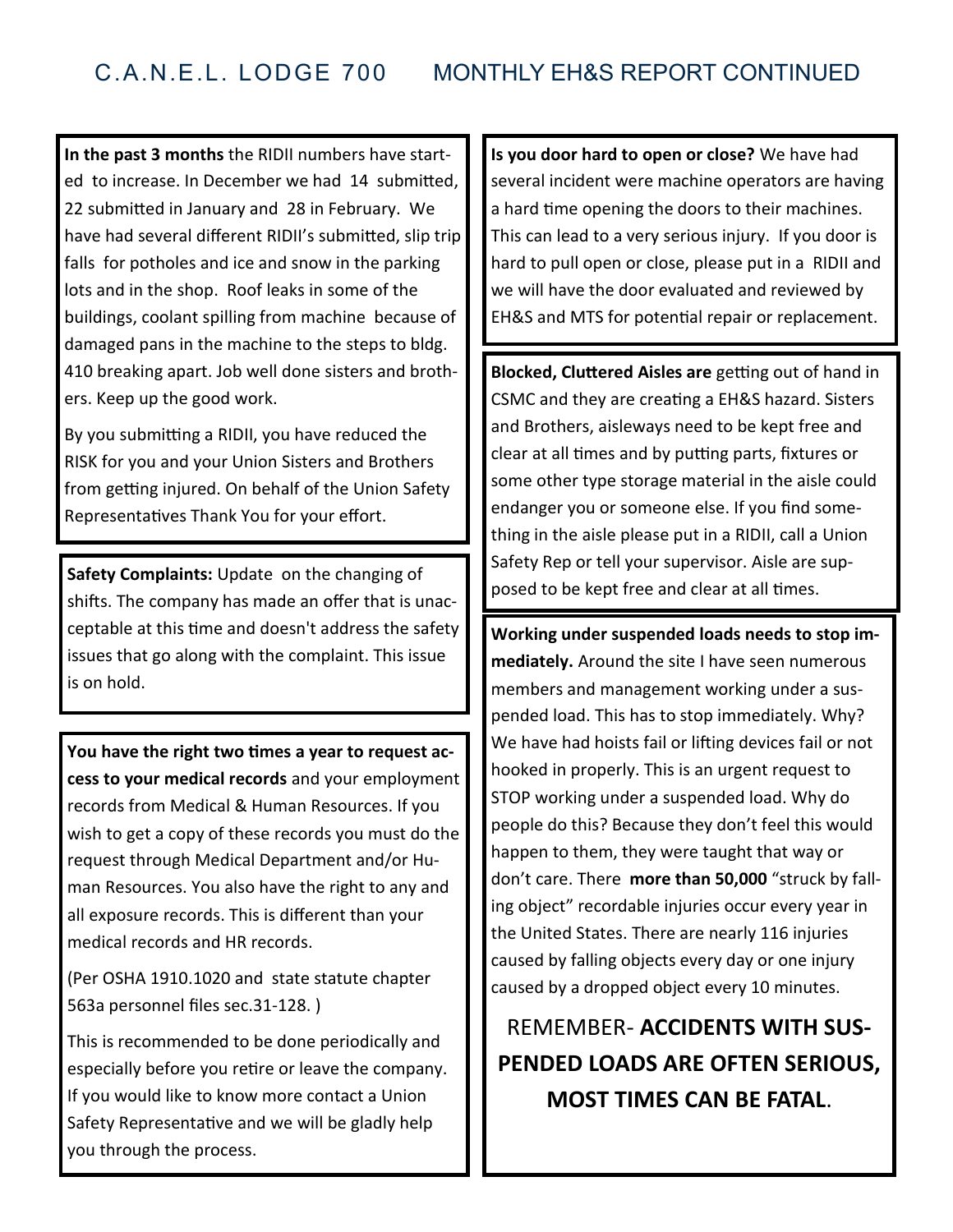# C.A.N.E.L. LODGE 700 MONTHLY EH&S REPORT CONTINUED

**In the past 3 months** the RIDII numbers have started to increase. In December we had 14 submitted, 22 submitted in January and 28 in February. We have had several different RIDII's submitted, slip trip falls for potholes and ice and snow in the parking lots and in the shop. Roof leaks in some of the buildings, coolant spilling from machine because of damaged pans in the machine to the steps to bldg. 410 breaking apart. Job well done sisters and brothers. Keep up the good work.

By you submitting a RIDII, you have reduced the RISK for you and your Union Sisters and Brothers from getting injured. On behalf of the Union Safety Representatives Thank You for your effort.

**Safety Complaints:** Update on the changing of shifts. The company has made an offer that is unacceptable at this time and doesn't address the safety issues that go along with the complaint. This issue is on hold.

**You have the right two times a year to request access to your medical records** and your employment records from Medical & Human Resources. If you wish to get a copy of these records you must do the request through Medical Department and/or Human Resources. You also have the right to any and all exposure records. This is different than your medical records and HR records.

(Per OSHA 1910.1020 and state statute chapter 563a personnel files sec.31-128. )

This is recommended to be done periodically and especially before you retire or leave the company. If you would like to know more contact a Union Safety Representative and we will be gladly help you through the process.

**Is you door hard to open or close?** We have had several incident were machine operators are having a hard time opening the doors to their machines. This can lead to a very serious injury. If you door is hard to pull open or close, please put in a RIDII and we will have the door evaluated and reviewed by EH&S and MTS for potential repair or replacement.

**Blocked, Cluttered Aisles are** getting out of hand in CSMC and they are creating a EH&S hazard. Sisters and Brothers, aisleways need to be kept free and clear at all times and by putting parts, fixtures or some other type storage material in the aisle could endanger you or someone else. If you find something in the aisle please put in a RIDII, call a Union Safety Rep or tell your supervisor. Aisle are supposed to be kept free and clear at all times.

**Working under suspended loads needs to stop immediately.** Around the site I have seen numerous members and management working under a suspended load. This has to stop immediately. Why? We have had hoists fail or lifting devices fail or not hooked in properly. This is an urgent request to STOP working under a suspended load. Why do people do this? Because they don't feel this would happen to them, they were taught that way or don't care. There **more than 50,000** "struck by falling object" recordable injuries occur every year in the United States. There are nearly 116 injuries caused by falling objects every day or one injury caused by a dropped object every 10 minutes.

REMEMBER- **ACCIDENTS WITH SUSPENDED LOADS ARE OFTEN SERIOUS, MOST TIMES CAN BE FATAL**.